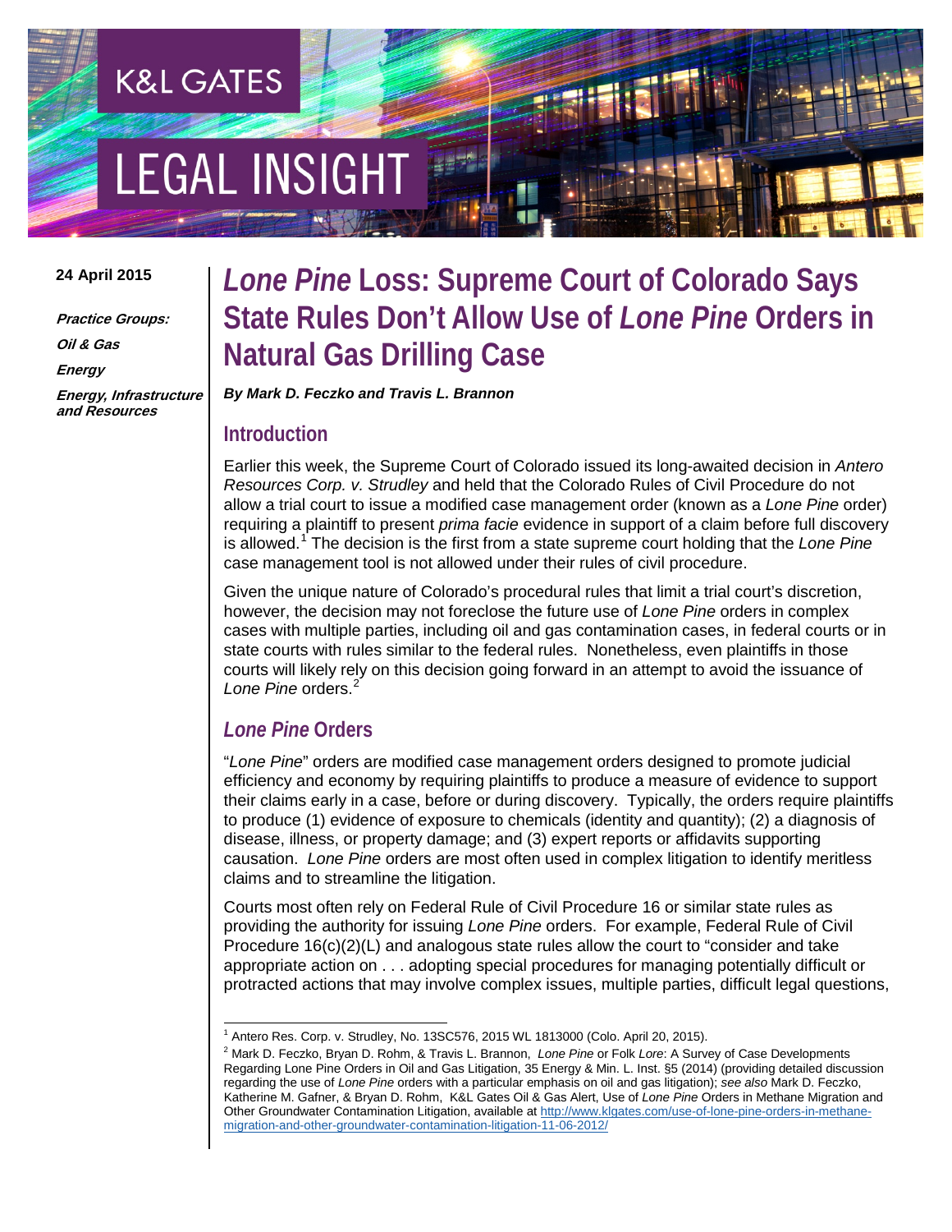K&L GATES

LEGAL INSIGHT

**24 April 2015**

***Practice Groups:***

***Oil & Gas***

***Energy***

***Energy, Infrastructure and Resources***

# *Lone Pine* Loss: Supreme Court of Colorado Says State Rules Don't Allow Use of *Lone Pine* Orders in Natural Gas Drilling Case

***By Mark D. Feczko and Travis L. Brannon***

## Introduction

Earlier this week, the Supreme Court of Colorado issued its long-awaited decision in *Antero Resources Corp. v. Strudley* and held that the Colorado Rules of Civil Procedure do not allow a trial court to issue a modified case management order (known as a *Lone Pine* order) requiring a plaintiff to present *prima facie* evidence in support of a claim before full discovery is allowed.[1] The decision is the first from a state supreme court holding that the *Lone Pine* case management tool is not allowed under their rules of civil procedure.

Given the unique nature of Colorado's procedural rules that limit a trial court's discretion, however, the decision may not foreclose the future use of *Lone Pine* orders in complex cases with multiple parties, including oil and gas contamination cases, in federal courts or in state courts with rules similar to the federal rules. Nonetheless, even plaintiffs in those courts will likely rely on this decision going forward in an attempt to avoid the issuance of *Lone Pine* orders.[2]

## *Lone Pine* Orders

"*Lone Pine*" orders are modified case management orders designed to promote judicial efficiency and economy by requiring plaintiffs to produce a measure of evidence to support their claims early in a case, before or during discovery. Typically, the orders require plaintiffs to produce (1) evidence of exposure to chemicals (identity and quantity); (2) a diagnosis of disease, illness, or property damage; and (3) expert reports or affidavits supporting causation. *Lone Pine* orders are most often used in complex litigation to identify meritless claims and to streamline the litigation.

Courts most often rely on Federal Rule of Civil Procedure 16 or similar state rules as providing the authority for issuing *Lone Pine* orders. For example, Federal Rule of Civil Procedure 16(c)(2)(L) and analogous state rules allow the court to "consider and take appropriate action on . . . adopting special procedures for managing potentially difficult or protracted actions that may involve complex issues, multiple parties, difficult legal questions,

---

[1] Antero Res. Corp. v. Strudley, No. 13SC576, 2015 WL 1813000 (Colo. April 20, 2015).

[2] Mark D. Feczko, Bryan D. Rohm, & Travis L. Brannon, *Lone Pine* or Folk *Lore*: A Survey of Case Developments Regarding Lone Pine Orders in Oil and Gas Litigation, 35 Energy & Min. L. Inst. §5 (2014) (providing detailed discussion regarding the use of *Lone Pine* orders with a particular emphasis on oil and gas litigation); *see also* Mark D. Feczko, Katherine M. Gafner, & Bryan D. Rohm, K&L Gates Oil & Gas Alert, Use of *Lone Pine* Orders in Methane Migration and Other Groundwater Contamination Litigation, available at http://www.klgates.com/use-of-lone-pine-orders-in-methane-migration-and-other-groundwater-contamination-litigation-11-06-2012/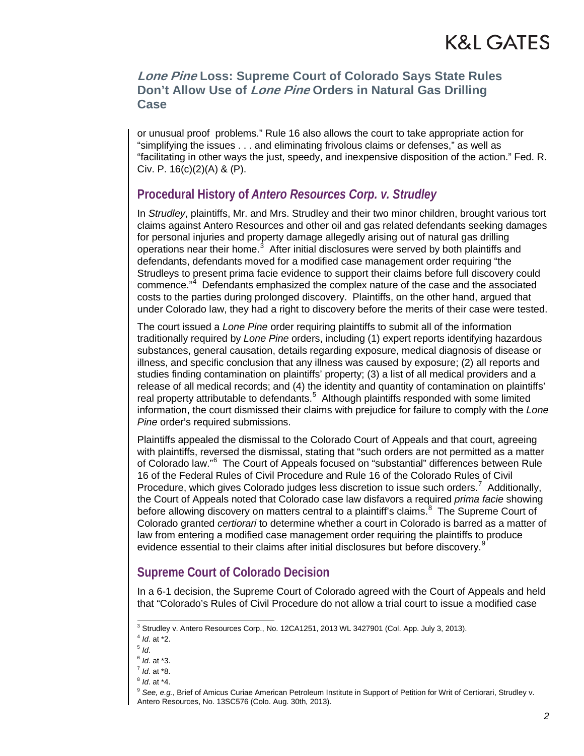or unusual proof problems." Rule 16 also allows the court to take appropriate action for "simplifying the issues . . . and eliminating frivolous claims or defenses," as well as "facilitating in other ways the just, speedy, and inexpensive disposition of the action." Fed. R. Civ. P. 16(c)(2)(A) & (P).

## Procedural History of *Antero Resources Corp. v. Strudley*

In *Strudley*, plaintiffs, Mr. and Mrs. Strudley and their two minor children, brought various tort claims against Antero Resources and other oil and gas related defendants seeking damages for personal injuries and property damage allegedly arising out of natural gas drilling operations near their home.[3] After initial disclosures were served by both plaintiffs and defendants, defendants moved for a modified case management order requiring "the Strudleys to present prima facie evidence to support their claims before full discovery could commence."[4] Defendants emphasized the complex nature of the case and the associated costs to the parties during prolonged discovery. Plaintiffs, on the other hand, argued that under Colorado law, they had a right to discovery before the merits of their case were tested.

The court issued a *Lone Pine* order requiring plaintiffs to submit all of the information traditionally required by *Lone Pine* orders, including (1) expert reports identifying hazardous substances, general causation, details regarding exposure, medical diagnosis of disease or illness, and specific conclusion that any illness was caused by exposure; (2) all reports and studies finding contamination on plaintiffs' property; (3) a list of all medical providers and a release of all medical records; and (4) the identity and quantity of contamination on plaintiffs' real property attributable to defendants.[5] Although plaintiffs responded with some limited information, the court dismissed their claims with prejudice for failure to comply with the *Lone Pine* order's required submissions.

Plaintiffs appealed the dismissal to the Colorado Court of Appeals and that court, agreeing with plaintiffs, reversed the dismissal, stating that "such orders are not permitted as a matter of Colorado law."[6] The Court of Appeals focused on "substantial" differences between Rule 16 of the Federal Rules of Civil Procedure and Rule 16 of the Colorado Rules of Civil Procedure, which gives Colorado judges less discretion to issue such orders.[7] Additionally, the Court of Appeals noted that Colorado case law disfavors a required *prima facie* showing before allowing discovery on matters central to a plaintiff's claims.[8] The Supreme Court of Colorado granted *certiorari* to determine whether a court in Colorado is barred as a matter of law from entering a modified case management order requiring the plaintiffs to produce evidence essential to their claims after initial disclosures but before discovery.[9]

## Supreme Court of Colorado Decision

In a 6-1 decision, the Supreme Court of Colorado agreed with the Court of Appeals and held that "Colorado's Rules of Civil Procedure do not allow a trial court to issue a modified case

---

[3] Strudley v. Antero Resources Corp., No. 12CA1251, 2013 WL 3427901 (Col. App. July 3, 2013).

[4] *Id*. at *2.

[5] *Id*.

[6] *Id*. at *3.

[7] *Id*. at *8.

[8] *Id*. at *4.

[9] *See, e.g.*, Brief of Amicus Curiae American Petroleum Institute in Support of Petition for Writ of Certiorari, Strudley v. Antero Resources, No. 13SC576 (Colo. Aug. 30th, 2013).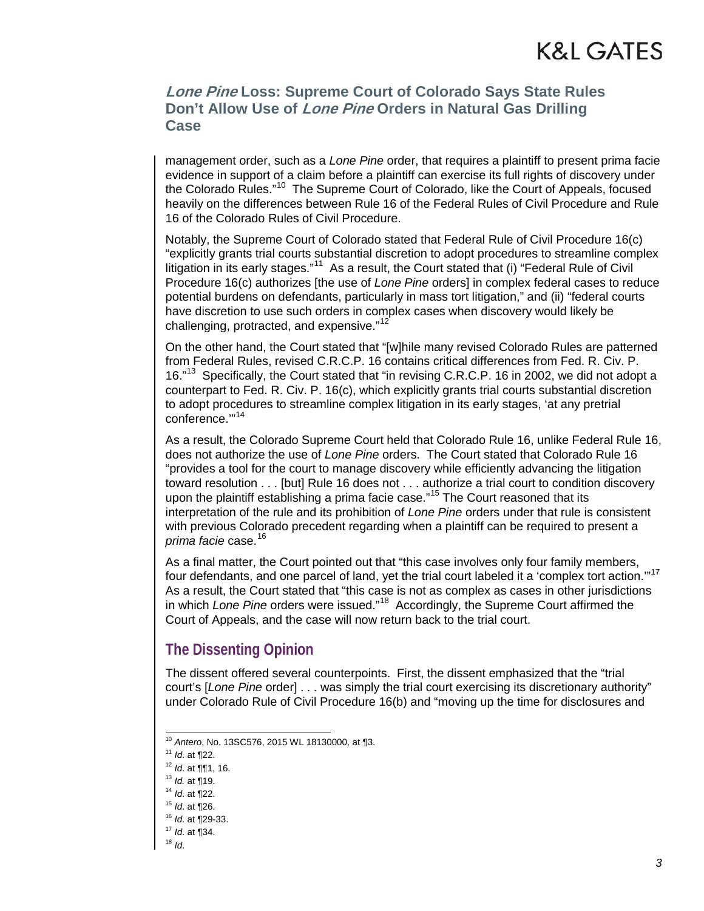management order, such as a *Lone Pine* order, that requires a plaintiff to present prima facie evidence in support of a claim before a plaintiff can exercise its full rights of discovery under the Colorado Rules."[10] The Supreme Court of Colorado, like the Court of Appeals, focused heavily on the differences between Rule 16 of the Federal Rules of Civil Procedure and Rule 16 of the Colorado Rules of Civil Procedure.

Notably, the Supreme Court of Colorado stated that Federal Rule of Civil Procedure 16(c) "explicitly grants trial courts substantial discretion to adopt procedures to streamline complex litigation in its early stages."[11] As a result, the Court stated that (i) "Federal Rule of Civil Procedure 16(c) authorizes [the use of *Lone Pine* orders] in complex federal cases to reduce potential burdens on defendants, particularly in mass tort litigation," and (ii) "federal courts have discretion to use such orders in complex cases when discovery would likely be challenging, protracted, and expensive."[12]

On the other hand, the Court stated that "[w]hile many revised Colorado Rules are patterned from Federal Rules, revised C.R.C.P. 16 contains critical differences from Fed. R. Civ. P. 16."[13] Specifically, the Court stated that "in revising C.R.C.P. 16 in 2002, we did not adopt a counterpart to Fed. R. Civ. P. 16(c), which explicitly grants trial courts substantial discretion to adopt procedures to streamline complex litigation in its early stages, 'at any pretrial conference.'"[14]

As a result, the Colorado Supreme Court held that Colorado Rule 16, unlike Federal Rule 16, does not authorize the use of *Lone Pine* orders. The Court stated that Colorado Rule 16 "provides a tool for the court to manage discovery while efficiently advancing the litigation toward resolution . . . [but] Rule 16 does not . . . authorize a trial court to condition discovery upon the plaintiff establishing a prima facie case."[15] The Court reasoned that its interpretation of the rule and its prohibition of *Lone Pine* orders under that rule is consistent with previous Colorado precedent regarding when a plaintiff can be required to present a *prima facie* case.[16]

As a final matter, the Court pointed out that "this case involves only four family members, four defendants, and one parcel of land, yet the trial court labeled it a 'complex tort action.'"[17] As a result, the Court stated that "this case is not as complex as cases in other jurisdictions in which *Lone Pine* orders were issued."[18] Accordingly, the Supreme Court affirmed the Court of Appeals, and the case will now return back to the trial court.

## The Dissenting Opinion

The dissent offered several counterpoints. First, the dissent emphasized that the "trial court's [*Lone Pine* order] . . . was simply the trial court exercising its discretionary authority" under Colorado Rule of Civil Procedure 16(b) and "moving up the time for disclosures and

---

[10] *Antero*, No. 13SC576, 2015 WL 18130000, at ¶3.

[11] *Id*. at ¶22.

[12] *Id*. at ¶¶1, 16.

[13] *Id.* at ¶19.

[14] *Id*. at ¶22.

[15] *Id*. at ¶26.

[16] *Id*. at ¶29-33.

[17] *Id*. at ¶34.

[18] *Id*.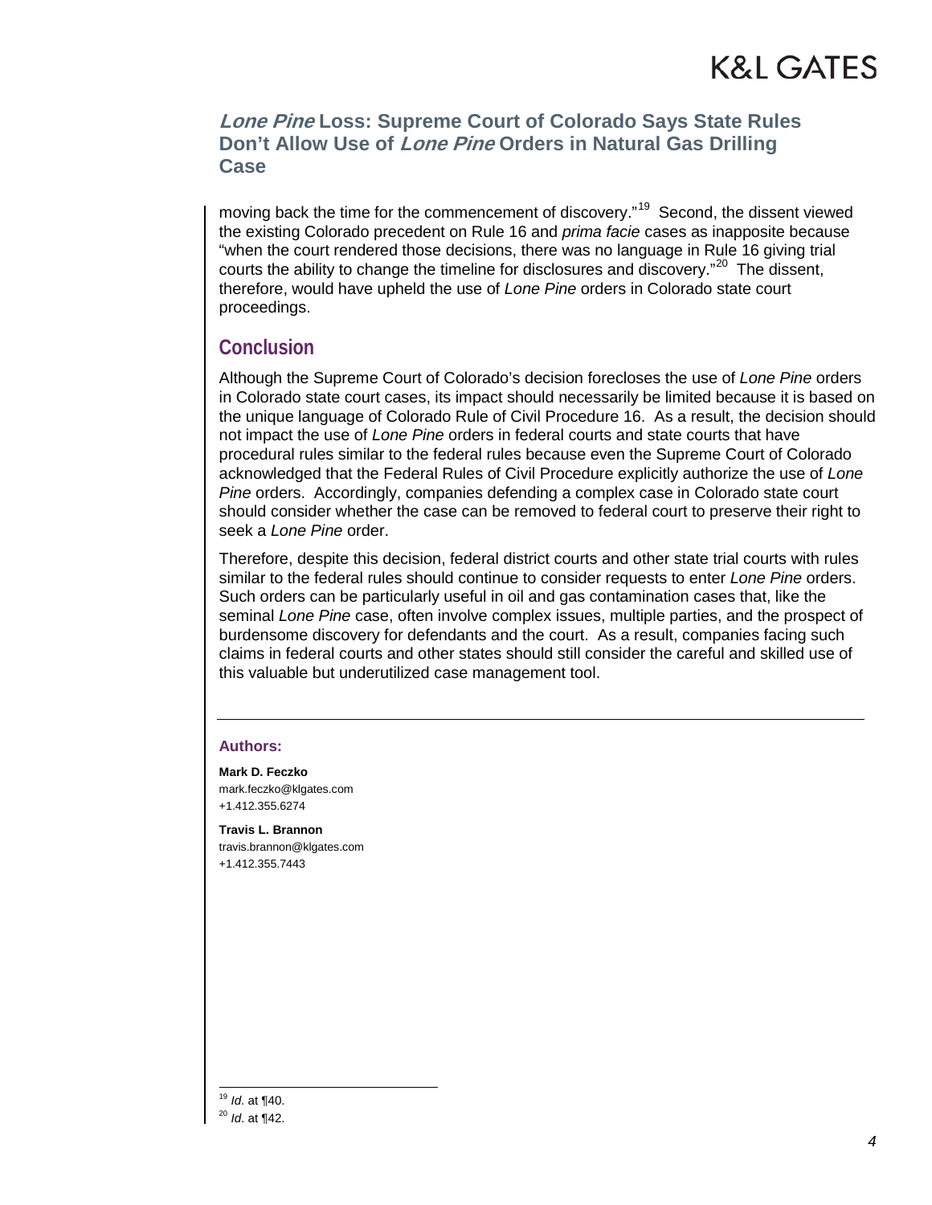moving back the time for the commencement of discovery."[19] Second, the dissent viewed the existing Colorado precedent on Rule 16 and *prima facie* cases as inapposite because "when the court rendered those decisions, there was no language in Rule 16 giving trial courts the ability to change the timeline for disclosures and discovery."[20] The dissent, therefore, would have upheld the use of *Lone Pine* orders in Colorado state court proceedings.

## Conclusion

Although the Supreme Court of Colorado's decision forecloses the use of *Lone Pine* orders in Colorado state court cases, its impact should necessarily be limited because it is based on the unique language of Colorado Rule of Civil Procedure 16. As a result, the decision should not impact the use of *Lone Pine* orders in federal courts and state courts that have procedural rules similar to the federal rules because even the Supreme Court of Colorado acknowledged that the Federal Rules of Civil Procedure explicitly authorize the use of *Lone Pine* orders. Accordingly, companies defending a complex case in Colorado state court should consider whether the case can be removed to federal court to preserve their right to seek a *Lone Pine* order.

Therefore, despite this decision, federal district courts and other state trial courts with rules similar to the federal rules should continue to consider requests to enter *Lone Pine* orders. Such orders can be particularly useful in oil and gas contamination cases that, like the seminal *Lone Pine* case, often involve complex issues, multiple parties, and the prospect of burdensome discovery for defendants and the court. As a result, companies facing such claims in federal courts and other states should still consider the careful and skilled use of this valuable but underutilized case management tool.

---

**Authors:**

**Mark D. Feczko**
mark.feczko@klgates.com
+1.412.355.6274

**Travis L. Brannon**
travis.brannon@klgates.com
+1.412.355.7443

---

[19] *Id.* at ¶40.

[20] *Id.* at ¶42.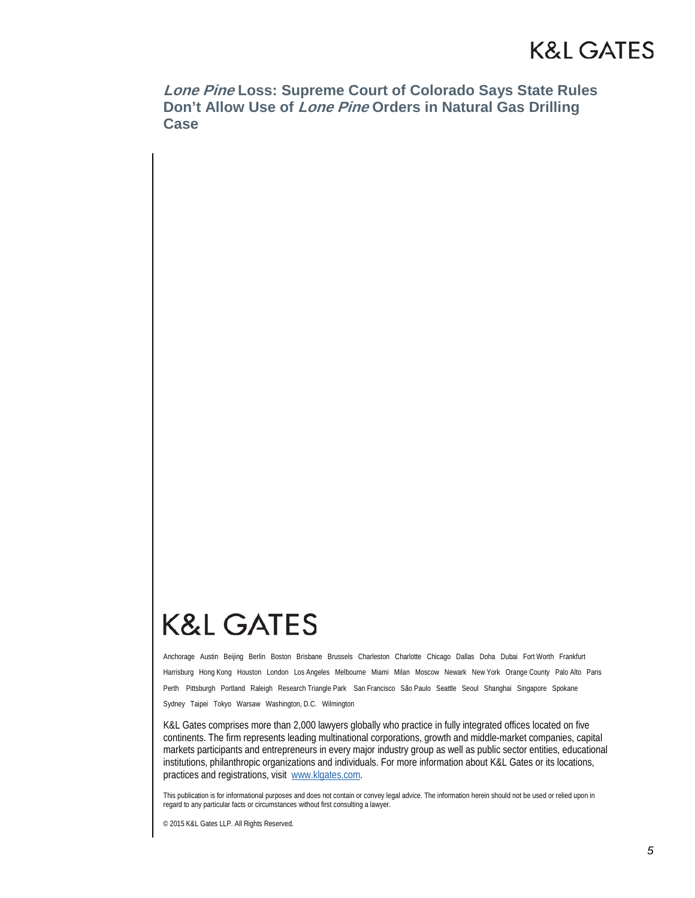K&L GATES

Anchorage Austin Beijing Berlin Boston Brisbane Brussels Charleston Charlotte Chicago Dallas Doha Dubai Fort Worth Frankfurt Harrisburg Hong Kong Houston London Los Angeles Melbourne Miami Milan Moscow Newark New York Orange County Palo Alto Paris Perth Pittsburgh Portland Raleigh Research Triangle Park San Francisco São Paulo Seattle Seoul Shanghai Singapore Spokane Sydney Taipei Tokyo Warsaw Washington, D.C. Wilmington

K&L Gates comprises more than 2,000 lawyers globally who practice in fully integrated offices located on five continents. The firm represents leading multinational corporations, growth and middle-market companies, capital markets participants and entrepreneurs in every major industry group as well as public sector entities, educational institutions, philanthropic organizations and individuals. For more information about K&L Gates or its locations, practices and registrations, visit www.klgates.com.

This publication is for informational purposes and does not contain or convey legal advice. The information herein should not be used or relied upon in regard to any particular facts or circumstances without first consulting a lawyer.

© 2015 K&L Gates LLP. All Rights Reserved.